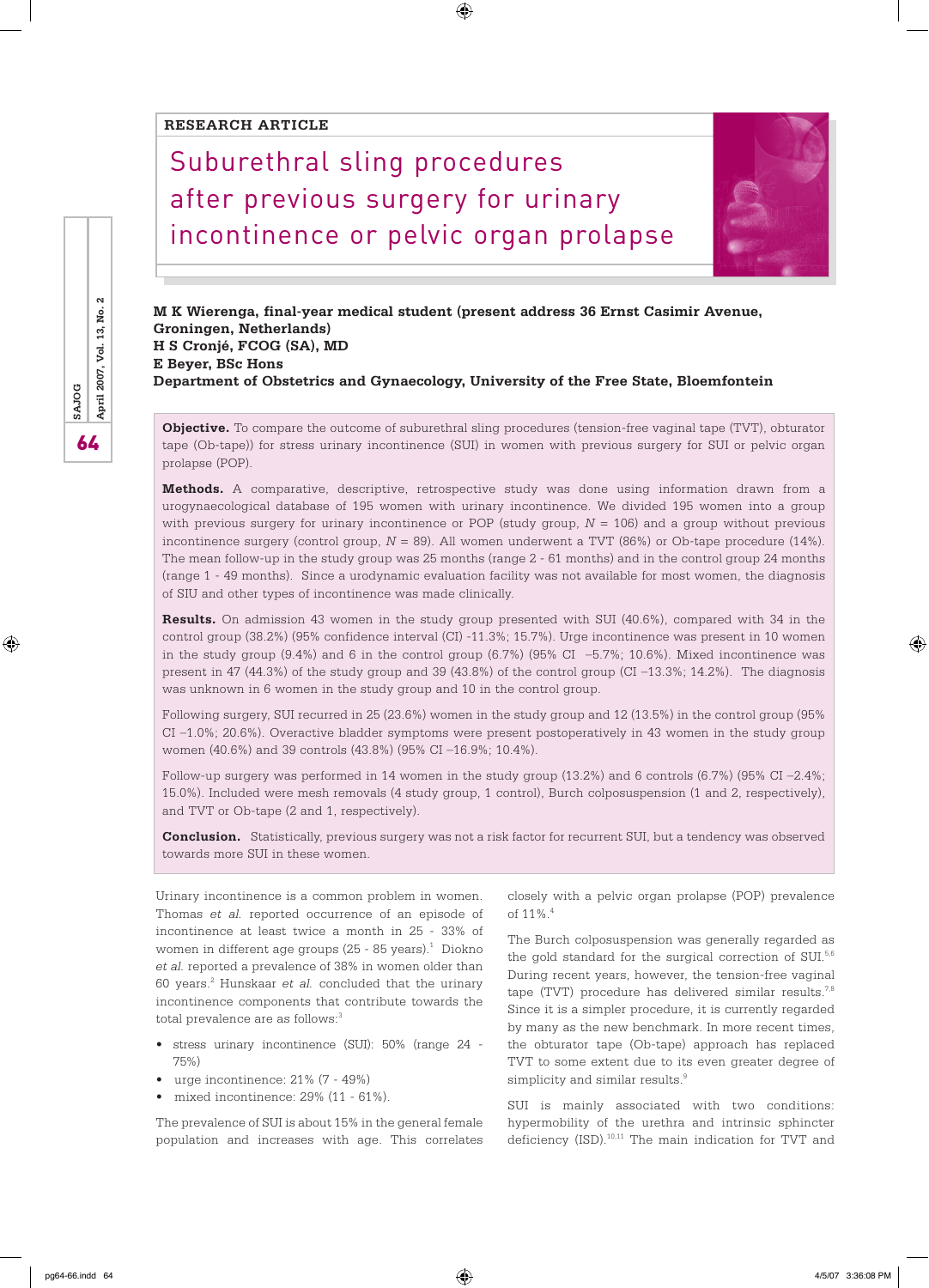RESEARCH ARTICLE

# Suburethral sling procedures after previous surgery for urinary incontinence or pelvic organ prolapse

**M K Wierenga, final-year medical student (present address 36 Ernst Casimir Avenue, Groningen, Netherlands)**
**H S Cronjé, FCOG (SA), MD**
**E Beyer, BSc Hons**
**Department of Obstetrics and Gynaecology, University of the Free State, Bloemfontein**

**Objective.** To compare the outcome of suburethral sling procedures (tension-free vaginal tape (TVT), obturator tape (Ob-tape)) for stress urinary incontinence (SUI) in women with previous surgery for SUI or pelvic organ prolapse (POP).

**Methods.** A comparative, descriptive, retrospective study was done using information drawn from a urogynaecological database of 195 women with urinary incontinence. We divided 195 women into a group with previous surgery for urinary incontinence or POP (study group, $N$ = 106) and a group without previous incontinence surgery (control group, $N$ = 89). All women underwent a TVT (86%) or Ob-tape procedure (14%). The mean follow-up in the study group was 25 months (range 2 - 61 months) and in the control group 24 months (range 1 - 49 months). Since a urodynamic evaluation facility was not available for most women, the diagnosis of SIU and other types of incontinence was made clinically.

**Results.** On admission 43 women in the study group presented with SUI (40.6%), compared with 34 in the control group (38.2%) (95% confidence interval (CI) -11.3%; 15.7%). Urge incontinence was present in 10 women in the study group (9.4%) and 6 in the control group (6.7%) (95% CI –5.7%; 10.6%). Mixed incontinence was present in 47 (44.3%) of the study group and 39 (43.8%) of the control group (CI –13.3%; 14.2%). The diagnosis was unknown in 6 women in the study group and 10 in the control group.

Following surgery, SUI recurred in 25 (23.6%) women in the study group and 12 (13.5%) in the control group (95% CI –1.0%; 20.6%). Overactive bladder symptoms were present postoperatively in 43 women in the study group women (40.6%) and 39 controls (43.8%) (95% CI –16.9%; 10.4%).

Follow-up surgery was performed in 14 women in the study group (13.2%) and 6 controls (6.7%) (95% CI –2.4%; 15.0%). Included were mesh removals (4 study group, 1 control), Burch colposuspension (1 and 2, respectively), and TVT or Ob-tape (2 and 1, respectively).

**Conclusion.** Statistically, previous surgery was not a risk factor for recurrent SUI, but a tendency was observed towards more SUI in these women.

Urinary incontinence is a common problem in women. Thomas *et al.* reported occurrence of an episode of incontinence at least twice a month in 25 - 33% of women in different age groups (25 - 85 years).[1] Diokno *et al.* reported a prevalence of 38% in women older than 60 years.[2] Hunskaar *et al.* concluded that the urinary incontinence components that contribute towards the total prevalence are as follows:[3]

- stress urinary incontinence (SUI): 50% (range 24 - 75%)
- urge incontinence: 21% (7 - 49%)
- mixed incontinence: 29% (11 - 61%).

The prevalence of SUI is about 15% in the general female population and increases with age. This correlates closely with a pelvic organ prolapse (POP) prevalence of 11%.[4]

The Burch colposuspension was generally regarded as the gold standard for the surgical correction of SUI.[5,6] During recent years, however, the tension-free vaginal tape (TVT) procedure has delivered similar results.[7,8] Since it is a simpler procedure, it is currently regarded by many as the new benchmark. In more recent times, the obturator tape (Ob-tape) approach has replaced TVT to some extent due to its even greater degree of simplicity and similar results.[9]

SUI is mainly associated with two conditions: hypermobility of the urethra and intrinsic sphincter deficiency (ISD).[10,11] The main indication for TVT and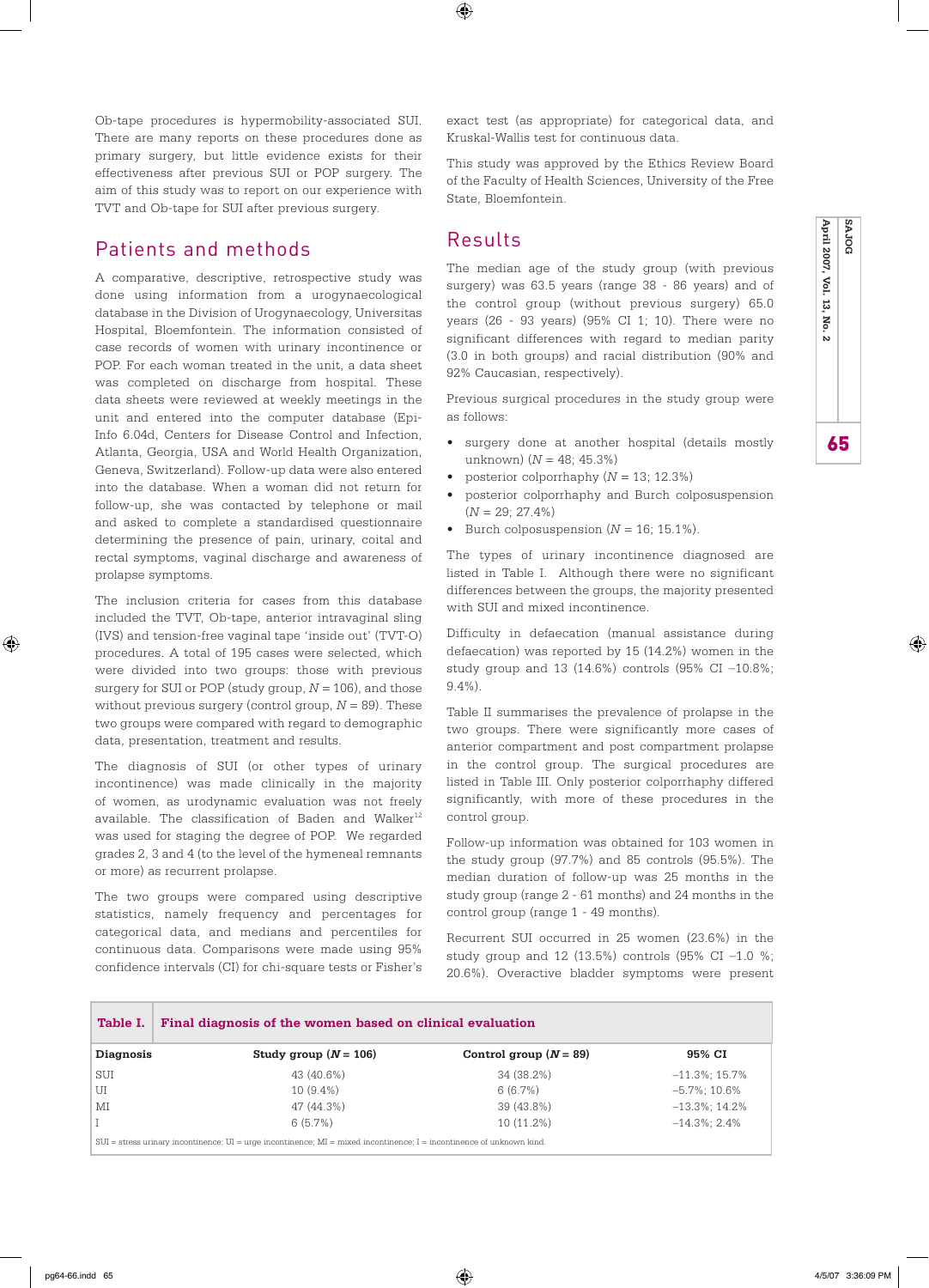Ob-tape procedures is hypermobility-associated SUI. There are many reports on these procedures done as primary surgery, but little evidence exists for their effectiveness after previous SUI or POP surgery. The aim of this study was to report on our experience with TVT and Ob-tape for SUI after previous surgery.

## Patients and methods

A comparative, descriptive, retrospective study was done using information from a urogynaecological database in the Division of Urogynaecology, Universitas Hospital, Bloemfontein. The information consisted of case records of women with urinary incontinence or POP. For each woman treated in the unit, a data sheet was completed on discharge from hospital. These data sheets were reviewed at weekly meetings in the unit and entered into the computer database (Epi-Info 6.04d, Centers for Disease Control and Infection, Atlanta, Georgia, USA and World Health Organization, Geneva, Switzerland). Follow-up data were also entered into the database. When a woman did not return for follow-up, she was contacted by telephone or mail and asked to complete a standardised questionnaire determining the presence of pain, urinary, coital and rectal symptoms, vaginal discharge and awareness of prolapse symptoms.

The inclusion criteria for cases from this database included the TVT, Ob-tape, anterior intravaginal sling (IVS) and tension-free vaginal tape 'inside out' (TVT-O) procedures. A total of 195 cases were selected, which were divided into two groups: those with previous surgery for SUI or POP (study group, *N* = 106), and those without previous surgery (control group, *N* = 89). These two groups were compared with regard to demographic data, presentation, treatment and results.

The diagnosis of SUI (or other types of urinary incontinence) was made clinically in the majority of women, as urodynamic evaluation was not freely available. The classification of Baden and Walker[12] was used for staging the degree of POP. We regarded grades 2, 3 and 4 (to the level of the hymeneal remnants or more) as recurrent prolapse.

The two groups were compared using descriptive statistics, namely frequency and percentages for categorical data, and medians and percentiles for continuous data. Comparisons were made using 95% confidence intervals (CI) for chi-square tests or Fisher's exact test (as appropriate) for categorical data, and Kruskal-Wallis test for continuous data.

This study was approved by the Ethics Review Board of the Faculty of Health Sciences, University of the Free State, Bloemfontein.

## Results

The median age of the study group (with previous surgery) was 63.5 years (range 38 - 86 years) and of the control group (without previous surgery) 65.0 years (26 - 93 years) (95% CI 1; 10). There were no significant differences with regard to median parity (3.0 in both groups) and racial distribution (90% and 92% Caucasian, respectively).

Previous surgical procedures in the study group were as follows:

- surgery done at another hospital (details mostly unknown) (*N* = 48; 45.3%)
- posterior colporrhaphy (*N* = 13; 12.3%)
- posterior colporrhaphy and Burch colposuspension (*N* = 29; 27.4%)
- Burch colposuspension (*N* = 16; 15.1%).

The types of urinary incontinence diagnosed are listed in Table I. Although there were no significant differences between the groups, the majority presented with SUI and mixed incontinence.

Difficulty in defaecation (manual assistance during defaecation) was reported by 15 (14.2%) women in the study group and 13 (14.6%) controls (95% CI –10.8%; 9.4%).

Table II summarises the prevalence of prolapse in the two groups. There were significantly more cases of anterior compartment and post compartment prolapse in the control group. The surgical procedures are listed in Table III. Only posterior colporrhaphy differed significantly, with more of these procedures in the control group.

Follow-up information was obtained for 103 women in the study group (97.7%) and 85 controls (95.5%). The median duration of follow-up was 25 months in the study group (range 2 - 61 months) and 24 months in the control group (range 1 - 49 months).

Recurrent SUI occurred in 25 women (23.6%) in the study group and 12 (13.5%) controls (95% CI –1.0 %; 20.6%). Overactive bladder symptoms were present

**Table I. Final diagnosis of the women based on clinical evaluation**

| Diagnosis | Study group (*N* = 106) | Control group (*N* = 89) | 95% CI |
|---|---|---|---|
| SUI | 43 (40.6%) | 34 (38.2%) | –11.3%; 15.7% |
| UI | 10 (9.4%) | 6 (6.7%) | –5.7%; 10.6% |
| MI | 47 (44.3%) | 39 (43.8%) | –13.3%; 14.2% |
| I | 6 (5.7%) | 10 (11.2%) | –14.3%; 2.4% |

SUI = stress urinary incontinence; UI = urge incontinence; MI = mixed incontinence; I = incontinence of unknown kind.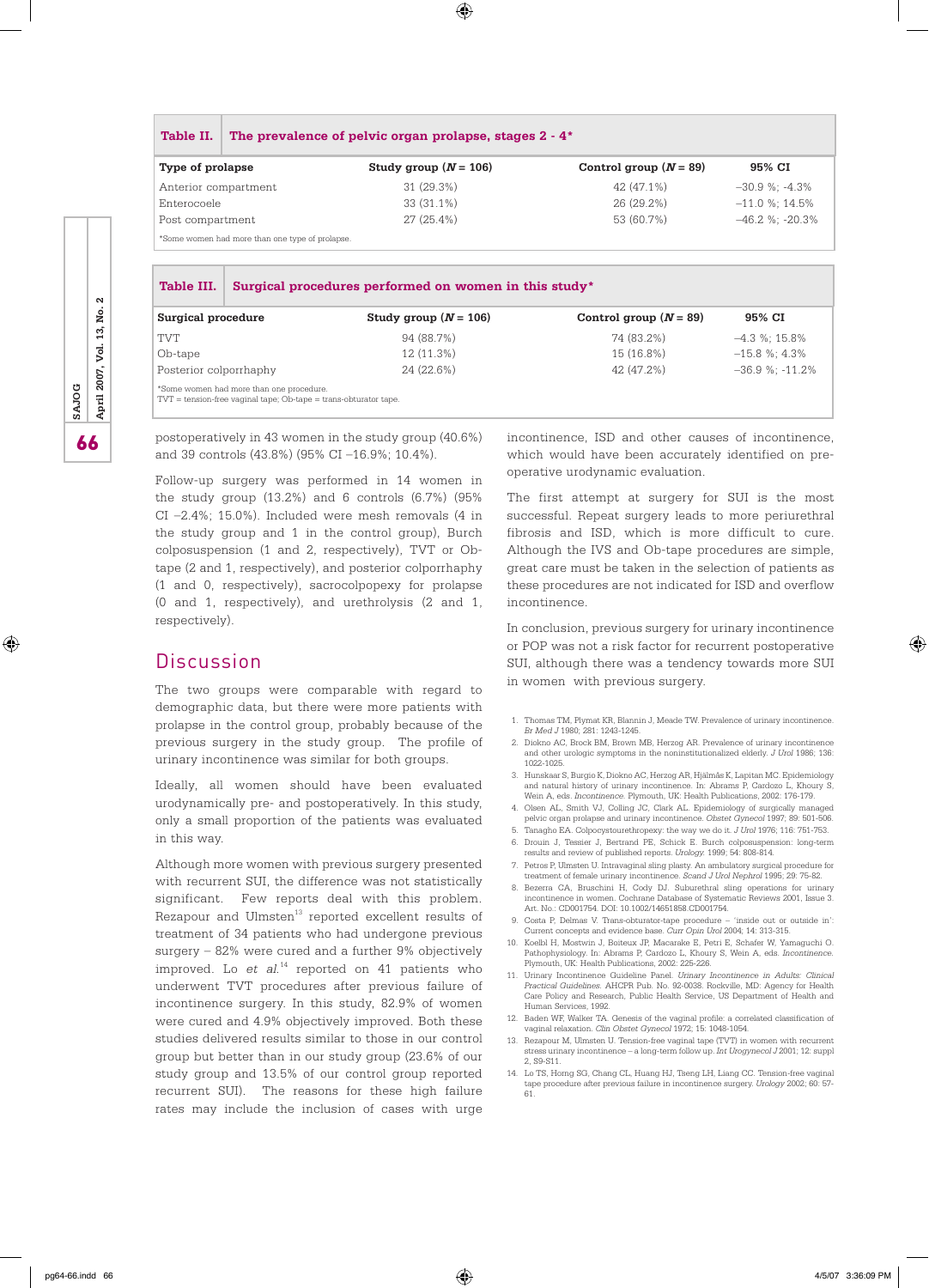**Table II. The prevalence of pelvic organ prolapse, stages 2 - 4***

| Type of prolapse | Study group (*N* = 106) | Control group (*N* = 89) | 95% CI |
|---|---|---|---|
| Anterior compartment | 31 (29.3%) | 42 (47.1%) | –30.9 %; -4.3% |
| Enterocoele | 33 (31.1%) | 26 (29.2%) | –11.0 %; 14.5% |
| Post compartment | 27 (25.4%) | 53 (60.7%) | –46.2 %; -20.3% |

*Some women had more than one type of prolapse.

**Table III. Surgical procedures performed on women in this study***

| Surgical procedure | Study group (*N* = 106) | Control group (*N* = 89) | 95% CI |
|---|---|---|---|
| TVT | 94 (88.7%) | 74 (83.2%) | –4.3 %; 15.8% |
| Ob-tape | 12 (11.3%) | 15 (16.8%) | –15.8 %; 4.3% |
| Posterior colporrhaphy | 24 (22.6%) | 42 (47.2%) | –36.9 %; -11.2% |

*Some women had more than one procedure.
TVT = tension-free vaginal tape; Ob-tape = trans-obturator tape.

postoperatively in 43 women in the study group (40.6%) and 39 controls (43.8%) (95% CI –16.9%; 10.4%).

Follow-up surgery was performed in 14 women in the study group (13.2%) and 6 controls (6.7%) (95% CI –2.4%; 15.0%). Included were mesh removals (4 in the study group and 1 in the control group), Burch colposuspension (1 and 2, respectively), TVT or Ob-tape (2 and 1, respectively), and posterior colporrhaphy (1 and 0, respectively), sacrocolpopexy for prolapse (0 and 1, respectively), and urethrolysis (2 and 1, respectively).

## Discussion

The two groups were comparable with regard to demographic data, but there were more patients with prolapse in the control group, probably because of the previous surgery in the study group. The profile of urinary incontinence was similar for both groups.

Ideally, all women should have been evaluated urodynamically pre- and postoperatively. In this study, only a small proportion of the patients was evaluated in this way.

Although more women with previous surgery presented with recurrent SUI, the difference was not statistically significant. Few reports deal with this problem. Rezapour and Ulmsten[13] reported excellent results of treatment of 34 patients who had undergone previous surgery – 82% were cured and a further 9% objectively improved. Lo *et al.*[14] reported on 41 patients who underwent TVT procedures after previous failure of incontinence surgery. In this study, 82.9% of women were cured and 4.9% objectively improved. Both these studies delivered results similar to those in our control group but better than in our study group (23.6% of our study group and 13.5% of our control group reported recurrent SUI). The reasons for these high failure rates may include the inclusion of cases with urge incontinence, ISD and other causes of incontinence, which would have been accurately identified on pre-operative urodynamic evaluation.

The first attempt at surgery for SUI is the most successful. Repeat surgery leads to more periurethral fibrosis and ISD, which is more difficult to cure. Although the IVS and Ob-tape procedures are simple, great care must be taken in the selection of patients as these procedures are not indicated for ISD and overflow incontinence.

In conclusion, previous surgery for urinary incontinence or POP was not a risk factor for recurrent postoperative SUI, although there was a tendency towards more SUI in women with previous surgery.

1. Thomas TM, Plymat KR, Blannin J, Meade TW. Prevalence of urinary incontinence. *Br Med J* 1980; 281: 1243-1245.
2. Diokno AC, Brock BM, Brown MB, Herzog AR. Prevalence of urinary incontinence and other urologic symptoms in the noninstitutionalized elderly. *J Urol* 1986; 136: 1022-1025.
3. Hunskaar S, Burgio K, Diokno AC, Herzog AR, Hjälmås K, Lapitan MC. Epidemiology and natural history of urinary incontinence. In: Abrams P, Cardozo L, Khoury S, Wein A, eds. *Incontinence*. Plymouth, UK: Health Publications, 2002: 176-179.
4. Olsen AL, Smith VJ, Colling JC, Clark AL. Epidemiology of surgically managed pelvic organ prolapse and urinary incontinence. *Obstet Gynecol* 1997; 89: 501-506.
5. Tanagho EA. Colpocystourethropexy: the way we do it. *J Urol* 1976; 116: 751-753.
6. Drouin J, Tessier J, Bertrand PE, Schick E. Burch colposuspension: long-term results and review of published reports. *Urology*. 1999; 54: 808-814.
7. Petros P, Ulmsten U. Intravaginal sling plasty. An ambulatory surgical procedure for treatment of female urinary incontinence. *Scand J Urol Nephrol* 1995; 29: 75-82.
8. Bezerra CA, Bruschini H, Cody DJ. Suburethral sling operations for urinary incontinence in women. Cochrane Database of Systematic Reviews 2001, Issue 3. Art. No.: CD001754. DOI: 10.1002/14651858.CD001754.
9. Costa P, Delmas V. Trans-obturator-tape procedure – 'inside out or outside in': Current concepts and evidence base. *Curr Opin Urol* 2004; 14: 313-315.
10. Koelbl H, Mostwin J, Boiteux JP, Macarake E, Petri E, Schafer W, Yamaguchi O. Pathophysiology. In: Abrams P, Cardozo L, Khoury S, Wein A, eds. *Incontinence*. Plymouth, UK: Health Publications, 2002: 225-226.
11. Urinary Incontinence Guideline Panel. *Urinary Incontinence in Adults: Clinical Practical Guidelines*. AHCPR Pub. No. 92-0038. Rockville, MD: Agency for Health Care Policy and Research, Public Health Service, US Department of Health and Human Services, 1992.
12. Baden WF, Walker TA. Genesis of the vaginal profile: a correlated classification of vaginal relaxation. *Clin Obstet Gynecol* 1972; 15: 1048-1054.
13. Rezapour M, Ulmsten U. Tension-free vaginal tape (TVT) in women with recurrent stress urinary incontinence – a long-term follow up. *Int Urogynecol J* 2001; 12: suppl 2, S9-S11.
14. Lo TS, Horng SG, Chang CL, Huang HJ, Tseng LH, Liang CC. Tension-free vaginal tape procedure after previous failure in incontinence surgery. *Urology* 2002; 60: 57-61.